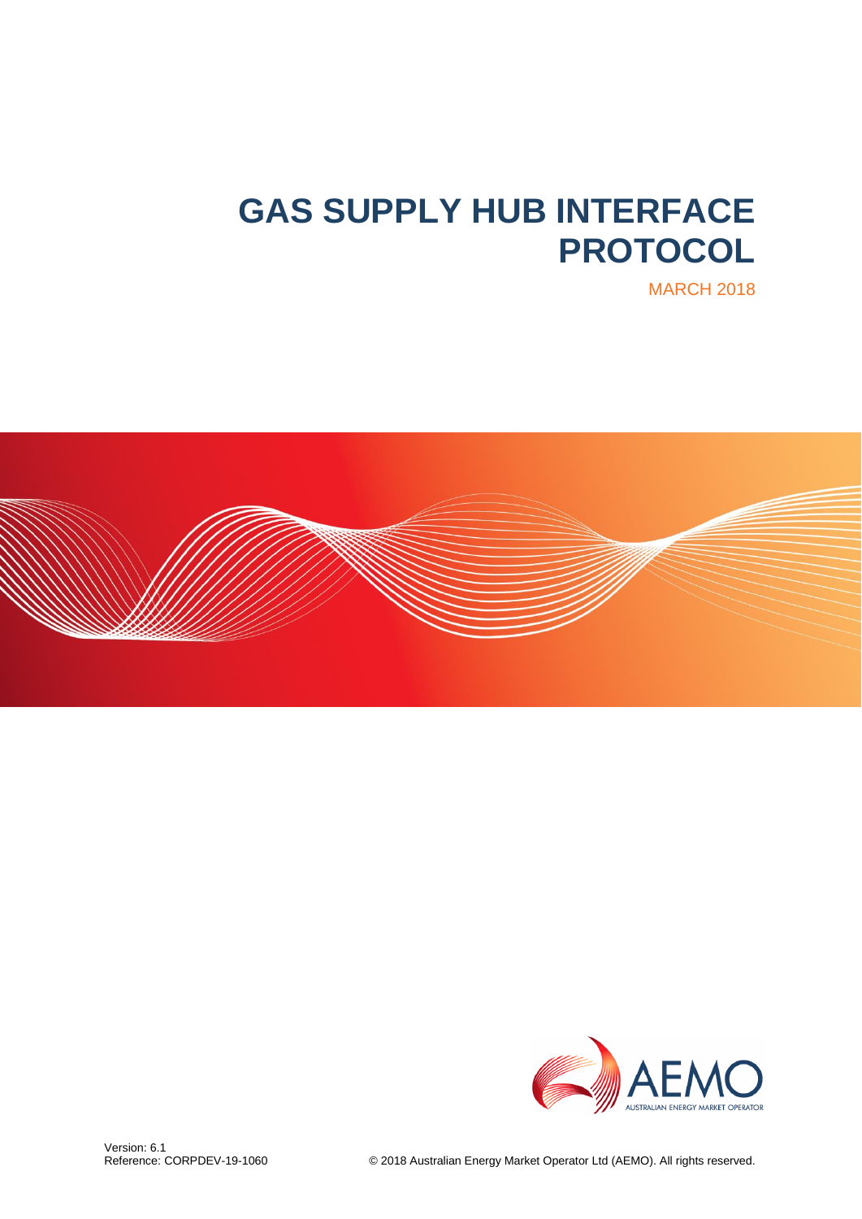# GAS SUPPLY HUB INTERFACE PROTOCOL

MARCH 2018

Version: 6.1
Reference: CORPDEV-19-1060

© 2018 Australian Energy Market Operator Ltd (AEMO). All rights reserved.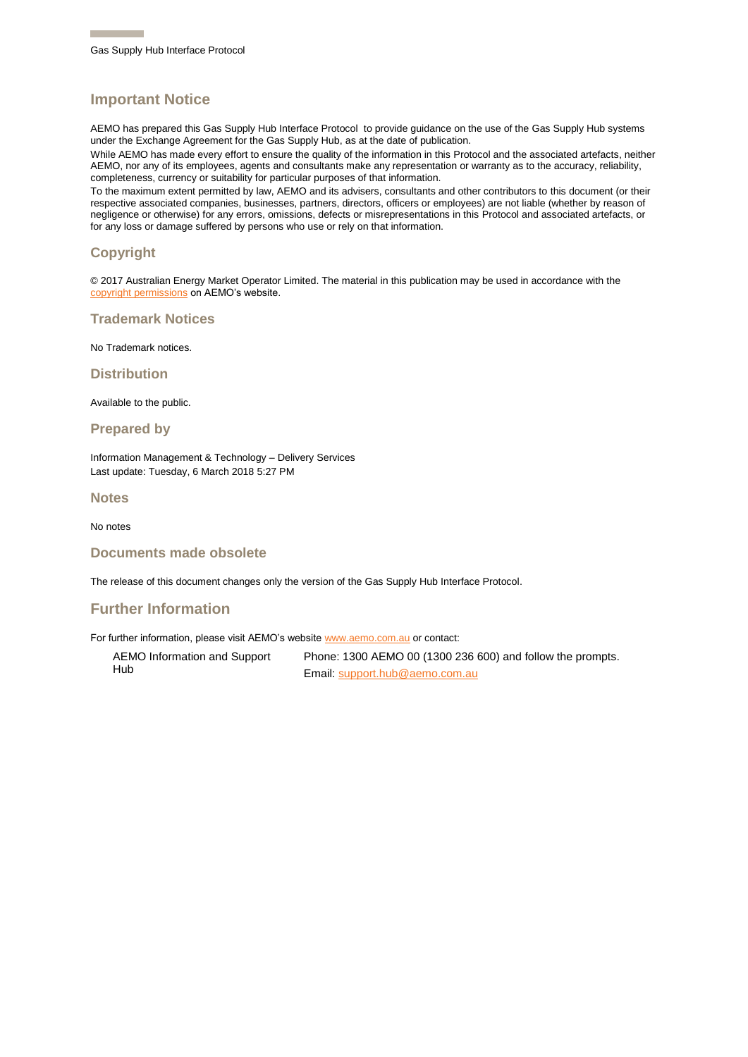## Important Notice

AEMO has prepared this Gas Supply Hub Interface Protocol to provide guidance on the use of the Gas Supply Hub systems under the Exchange Agreement for the Gas Supply Hub, as at the date of publication.

While AEMO has made every effort to ensure the quality of the information in this Protocol and the associated artefacts, neither AEMO, nor any of its employees, agents and consultants make any representation or warranty as to the accuracy, reliability, completeness, currency or suitability for particular purposes of that information.

To the maximum extent permitted by law, AEMO and its advisers, consultants and other contributors to this document (or their respective associated companies, businesses, partners, directors, officers or employees) are not liable (whether by reason of negligence or otherwise) for any errors, omissions, defects or misrepresentations in this Protocol and associated artefacts, or for any loss or damage suffered by persons who use or rely on that information.

## Copyright

© 2017 Australian Energy Market Operator Limited. The material in this publication may be used in accordance with the copyright permissions on AEMO's website.

## Trademark Notices

No Trademark notices.

## Distribution

Available to the public.

## Prepared by

Information Management & Technology – Delivery Services
Last update: Tuesday, 6 March 2018 5:27 PM

## Notes

No notes

## Documents made obsolete

The release of this document changes only the version of the Gas Supply Hub Interface Protocol.

## Further Information

For further information, please visit AEMO's website www.aemo.com.au or contact:

| | |
|---|---|
| AEMO Information and Support Hub | Phone: 1300 AEMO 00 (1300 236 600) and follow the prompts.<br>Email: support.hub@aemo.com.au |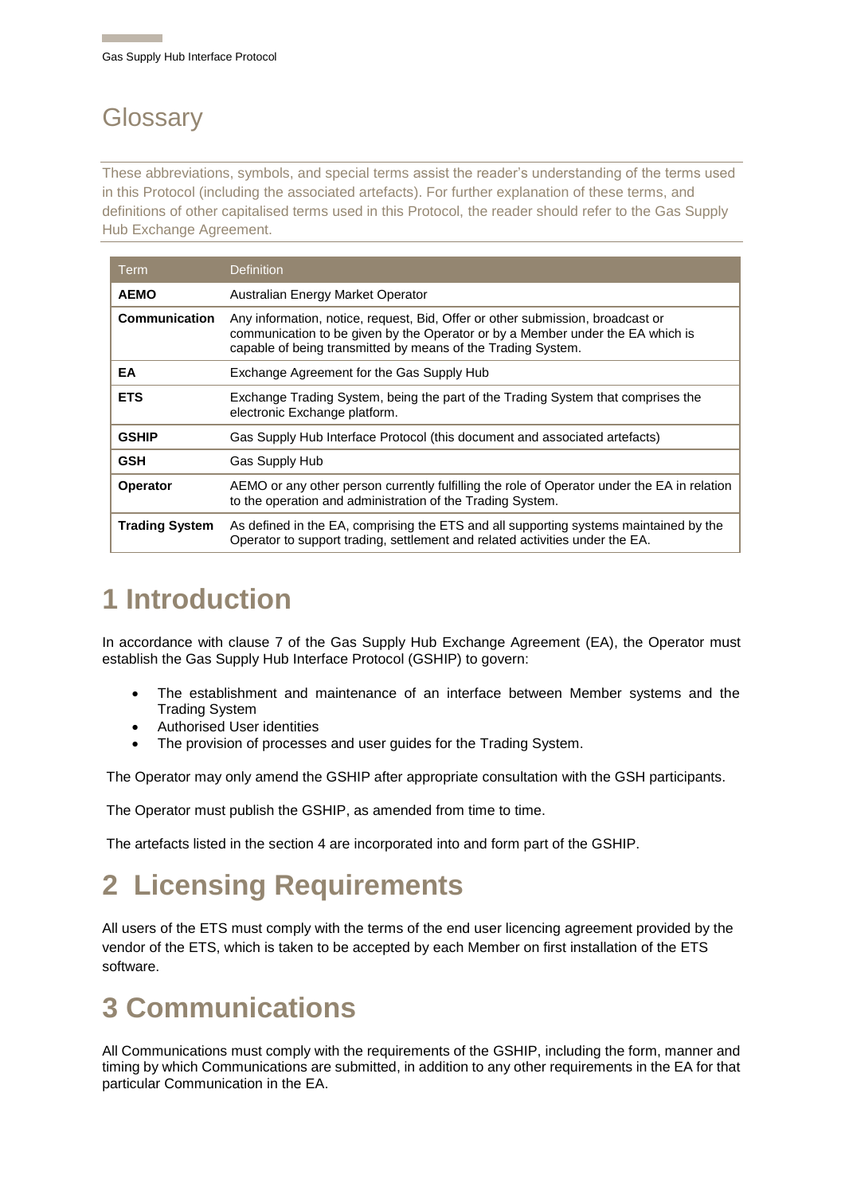## Glossary

These abbreviations, symbols, and special terms assist the reader's understanding of the terms used in this Protocol (including the associated artefacts). For further explanation of these terms, and definitions of other capitalised terms used in this Protocol, the reader should refer to the Gas Supply Hub Exchange Agreement.

| Term | Definition |
|---|---|
| **AEMO** | Australian Energy Market Operator |
| **Communication** | Any information, notice, request, Bid, Offer or other submission, broadcast or communication to be given by the Operator or by a Member under the EA which is capable of being transmitted by means of the Trading System. |
| **EA** | Exchange Agreement for the Gas Supply Hub |
| **ETS** | Exchange Trading System, being the part of the Trading System that comprises the electronic Exchange platform. |
| **GSHIP** | Gas Supply Hub Interface Protocol (this document and associated artefacts) |
| **GSH** | Gas Supply Hub |
| **Operator** | AEMO or any other person currently fulfilling the role of Operator under the EA in relation to the operation and administration of the Trading System. |
| **Trading System** | As defined in the EA, comprising the ETS and all supporting systems maintained by the Operator to support trading, settlement and related activities under the EA. |

# 1 Introduction

In accordance with clause 7 of the Gas Supply Hub Exchange Agreement (EA), the Operator must establish the Gas Supply Hub Interface Protocol (GSHIP) to govern:

- The establishment and maintenance of an interface between Member systems and the Trading System
- Authorised User identities
- The provision of processes and user guides for the Trading System.

The Operator may only amend the GSHIP after appropriate consultation with the GSH participants.

The Operator must publish the GSHIP, as amended from time to time.

The artefacts listed in the section 4 are incorporated into and form part of the GSHIP.

# 2 Licensing Requirements

All users of the ETS must comply with the terms of the end user licencing agreement provided by the vendor of the ETS, which is taken to be accepted by each Member on first installation of the ETS software.

# 3 Communications

All Communications must comply with the requirements of the GSHIP, including the form, manner and timing by which Communications are submitted, in addition to any other requirements in the EA for that particular Communication in the EA.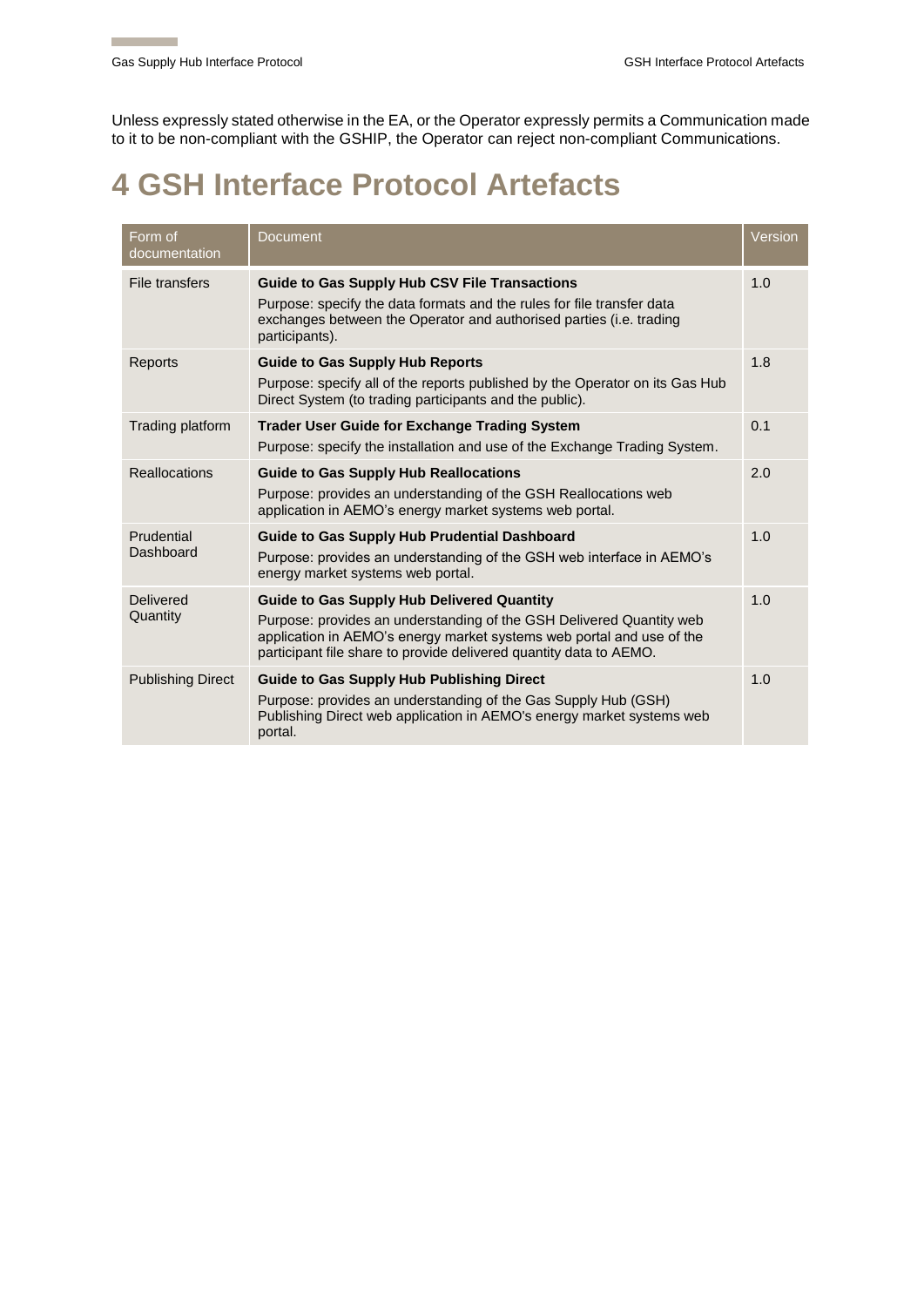Unless expressly stated otherwise in the EA, or the Operator expressly permits a Communication made to it to be non-compliant with the GSHIP, the Operator can reject non-compliant Communications.

# 4 GSH Interface Protocol Artefacts

| Form of documentation | Document | Version |
|---|---|---|
| File transfers | **Guide to Gas Supply Hub CSV File Transactions**<br>Purpose: specify the data formats and the rules for file transfer data exchanges between the Operator and authorised parties (i.e. trading participants). | 1.0 |
| Reports | **Guide to Gas Supply Hub Reports**<br>Purpose: specify all of the reports published by the Operator on its Gas Hub Direct System (to trading participants and the public). | 1.8 |
| Trading platform | **Trader User Guide for Exchange Trading System**<br>Purpose: specify the installation and use of the Exchange Trading System. | 0.1 |
| Reallocations | **Guide to Gas Supply Hub Reallocations**<br>Purpose: provides an understanding of the GSH Reallocations web application in AEMO's energy market systems web portal. | 2.0 |
| Prudential Dashboard | **Guide to Gas Supply Hub Prudential Dashboard**<br>Purpose: provides an understanding of the GSH web interface in AEMO's energy market systems web portal. | 1.0 |
| Delivered Quantity | **Guide to Gas Supply Hub Delivered Quantity**<br>Purpose: provides an understanding of the GSH Delivered Quantity web application in AEMO's energy market systems web portal and use of the participant file share to provide delivered quantity data to AEMO. | 1.0 |
| Publishing Direct | **Guide to Gas Supply Hub Publishing Direct**<br>Purpose: provides an understanding of the Gas Supply Hub (GSH) Publishing Direct web application in AEMO's energy market systems web portal. | 1.0 |